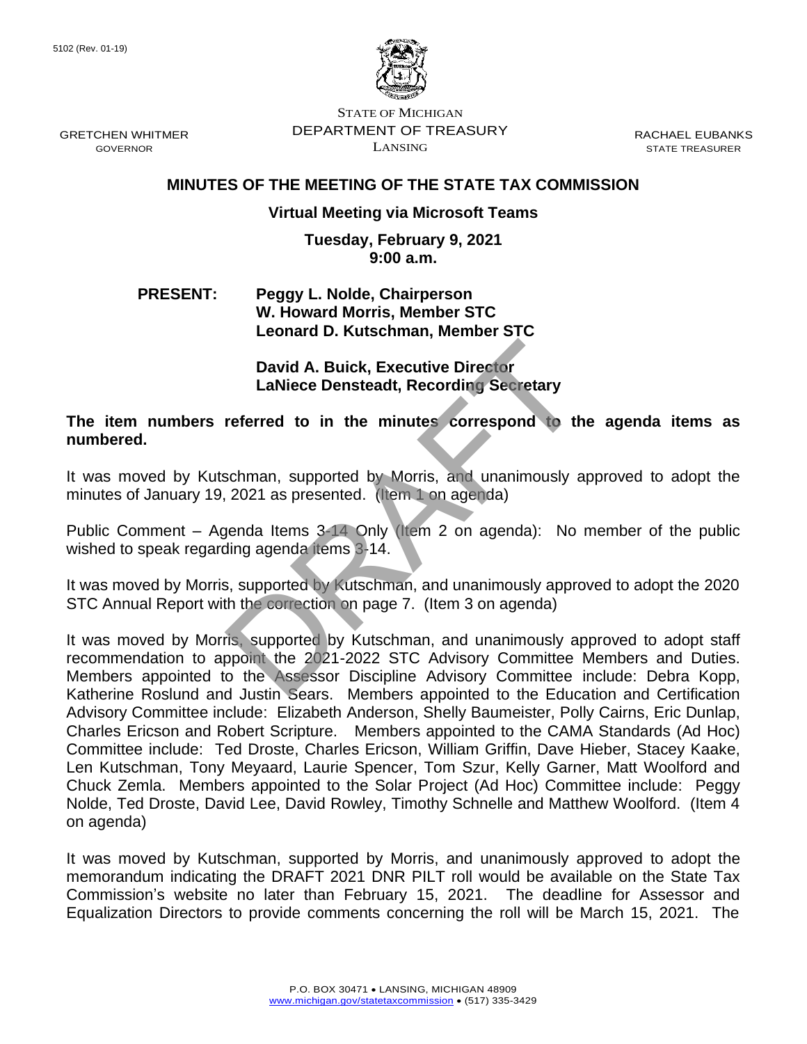5102 (Rev. 01-19)

STATE OF MICHIGAN
DEPARTMENT OF TREASURY
LANSING

GRETCHEN WHITMER
GOVERNOR

RACHAEL EUBANKS
STATE TREASURER

DRAFT

## MINUTES OF THE MEETING OF THE STATE TAX COMMISSION

**Virtual Meeting via Microsoft Teams**

**Tuesday, February 9, 2021**
**9:00 a.m.**

**PRESENT:** **Peggy L. Nolde, Chairperson**
**W. Howard Morris, Member STC**
**Leonard D. Kutschman, Member STC**

**David A. Buick, Executive Director**
**LaNiece Densteadt, Recording Secretary**

**The item numbers referred to in the minutes correspond to the agenda items as numbered.**

It was moved by Kutschman, supported by Morris, and unanimously approved to adopt the minutes of January 19, 2021 as presented. (Item 1 on agenda)

Public Comment – Agenda Items 3-14 Only (Item 2 on agenda): No member of the public wished to speak regarding agenda items 3-14.

It was moved by Morris, supported by Kutschman, and unanimously approved to adopt the 2020 STC Annual Report with the correction on page 7. (Item 3 on agenda)

It was moved by Morris, supported by Kutschman, and unanimously approved to adopt staff recommendation to appoint the 2021-2022 STC Advisory Committee Members and Duties. Members appointed to the Assessor Discipline Advisory Committee include: Debra Kopp, Katherine Roslund and Justin Sears. Members appointed to the Education and Certification Advisory Committee include: Elizabeth Anderson, Shelly Baumeister, Polly Cairns, Eric Dunlap, Charles Ericson and Robert Scripture. Members appointed to the CAMA Standards (Ad Hoc) Committee include: Ted Droste, Charles Ericson, William Griffin, Dave Hieber, Stacey Kaake, Len Kutschman, Tony Meyaard, Laurie Spencer, Tom Szur, Kelly Garner, Matt Woolford and Chuck Zemla. Members appointed to the Solar Project (Ad Hoc) Committee include: Peggy Nolde, Ted Droste, David Lee, David Rowley, Timothy Schnelle and Matthew Woolford. (Item 4 on agenda)

It was moved by Kutschman, supported by Morris, and unanimously approved to adopt the memorandum indicating the DRAFT 2021 DNR PILT roll would be available on the State Tax Commission's website no later than February 15, 2021. The deadline for Assessor and Equalization Directors to provide comments concerning the roll will be March 15, 2021. The

P.O. BOX 30471 • LANSING, MICHIGAN 48909
www.michigan.gov/statetaxcommission • (517) 335-3429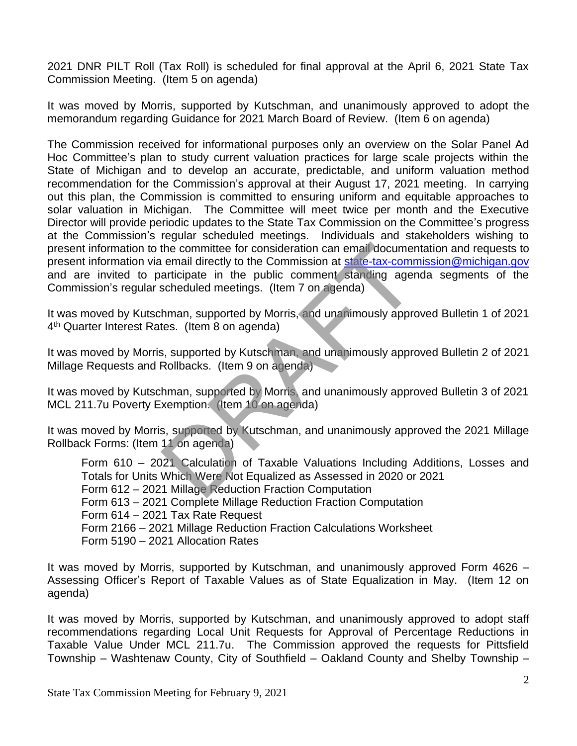2021 DNR PILT Roll (Tax Roll) is scheduled for final approval at the April 6, 2021 State Tax Commission Meeting. (Item 5 on agenda)

It was moved by Morris, supported by Kutschman, and unanimously approved to adopt the memorandum regarding Guidance for 2021 March Board of Review. (Item 6 on agenda)

The Commission received for informational purposes only an overview on the Solar Panel Ad Hoc Committee's plan to study current valuation practices for large scale projects within the State of Michigan and to develop an accurate, predictable, and uniform valuation method recommendation for the Commission's approval at their August 17, 2021 meeting. In carrying out this plan, the Commission is committed to ensuring uniform and equitable approaches to solar valuation in Michigan. The Committee will meet twice per month and the Executive Director will provide periodic updates to the State Tax Commission on the Committee's progress at the Commission's regular scheduled meetings. Individuals and stakeholders wishing to present information to the committee for consideration can email documentation and requests to present information via email directly to the Commission at [state-tax-commission@michigan.gov](mailto:state-tax-commission@michigan.gov) and are invited to participate in the public comment standing agenda segments of the Commission's regular scheduled meetings. (Item 7 on agenda)

It was moved by Kutschman, supported by Morris, and unanimously approved Bulletin 1 of 2021 4th Quarter Interest Rates. (Item 8 on agenda)

It was moved by Morris, supported by Kutschman, and unanimously approved Bulletin 2 of 2021 Millage Requests and Rollbacks. (Item 9 on agenda)

It was moved by Kutschman, supported by Morris, and unanimously approved Bulletin 3 of 2021 MCL 211.7u Poverty Exemption. (Item 10 on agenda)

It was moved by Morris, supported by Kutschman, and unanimously approved the 2021 Millage Rollback Forms: (Item 11 on agenda)

> Form 610 – 2021 Calculation of Taxable Valuations Including Additions, Losses and Totals for Units Which Were Not Equalized as Assessed in 2020 or 2021
> Form 612 – 2021 Millage Reduction Fraction Computation
> Form 613 – 2021 Complete Millage Reduction Fraction Computation
> Form 614 – 2021 Tax Rate Request
> Form 2166 – 2021 Millage Reduction Fraction Calculations Worksheet
> Form 5190 – 2021 Allocation Rates

It was moved by Morris, supported by Kutschman, and unanimously approved Form 4626 – Assessing Officer's Report of Taxable Values as of State Equalization in May. (Item 12 on agenda)

It was moved by Morris, supported by Kutschman, and unanimously approved to adopt staff recommendations regarding Local Unit Requests for Approval of Percentage Reductions in Taxable Value Under MCL 211.7u. The Commission approved the requests for Pittsfield Township – Washtenaw County, City of Southfield – Oakland County and Shelby Township –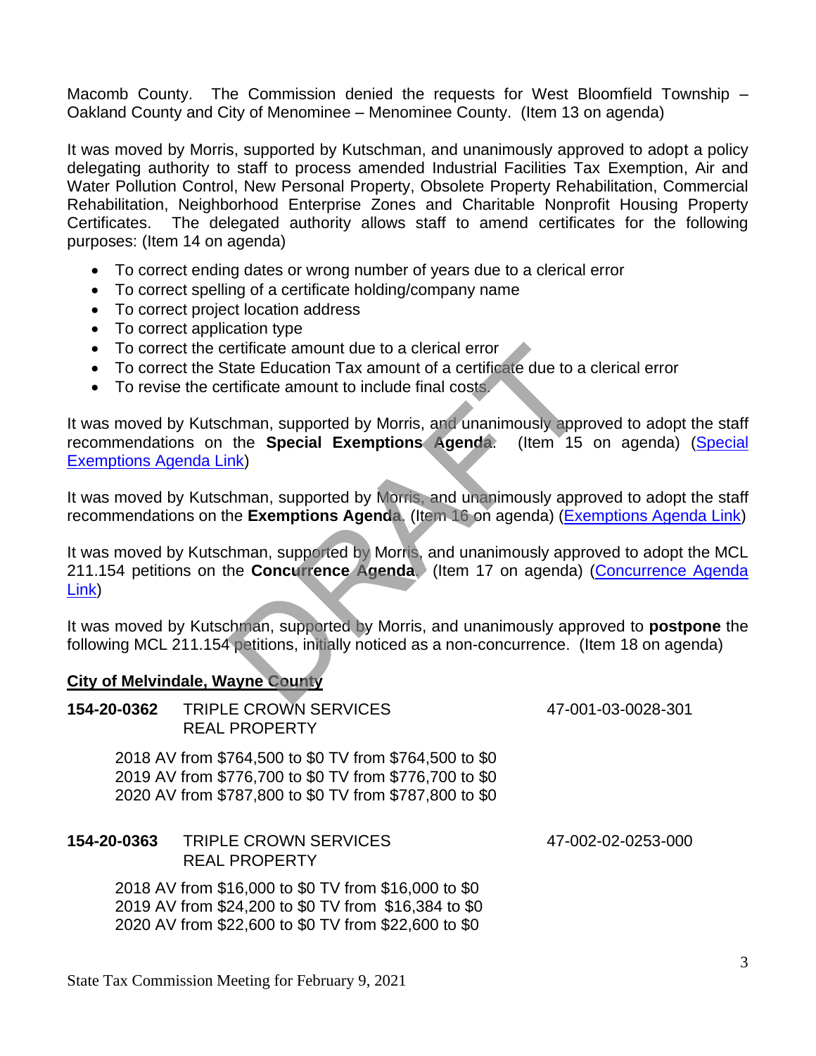Macomb County. The Commission denied the requests for West Bloomfield Township – Oakland County and City of Menominee – Menominee County. (Item 13 on agenda)

It was moved by Morris, supported by Kutschman, and unanimously approved to adopt a policy delegating authority to staff to process amended Industrial Facilities Tax Exemption, Air and Water Pollution Control, New Personal Property, Obsolete Property Rehabilitation, Commercial Rehabilitation, Neighborhood Enterprise Zones and Charitable Nonprofit Housing Property Certificates. The delegated authority allows staff to amend certificates for the following purposes: (Item 14 on agenda)

- To correct ending dates or wrong number of years due to a clerical error
- To correct spelling of a certificate holding/company name
- To correct project location address
- To correct application type
- To correct the certificate amount due to a clerical error
- To correct the State Education Tax amount of a certificate due to a clerical error
- To revise the certificate amount to include final costs.

It was moved by Kutschman, supported by Morris, and unanimously approved to adopt the staff recommendations on the **Special Exemptions Agenda**. (Item 15 on agenda) (Special Exemptions Agenda Link)

It was moved by Kutschman, supported by Morris, and unanimously approved to adopt the staff recommendations on the **Exemptions Agenda**. (Item 16 on agenda) (Exemptions Agenda Link)

It was moved by Kutschman, supported by Morris, and unanimously approved to adopt the MCL 211.154 petitions on the **Concurrence Agenda**. (Item 17 on agenda) (Concurrence Agenda Link)

It was moved by Kutschman, supported by Morris, and unanimously approved to **postpone** the following MCL 211.154 petitions, initially noticed as a non-concurrence. (Item 18 on agenda)

**City of Melvindale, Wayne County**

**154-20-0362** TRIPLE CROWN SERVICES 47-001-03-0028-301
REAL PROPERTY

2018 AV from $764,500 to $0 TV from $764,500 to $0
2019 AV from $776,700 to $0 TV from $776,700 to $0
2020 AV from $787,800 to $0 TV from $787,800 to $0

**154-20-0363** TRIPLE CROWN SERVICES 47-002-02-0253-000
REAL PROPERTY

2018 AV from $16,000 to $0 TV from $16,000 to $0
2019 AV from $24,200 to $0 TV from $16,384 to $0
2020 AV from $22,600 to $0 TV from $22,600 to $0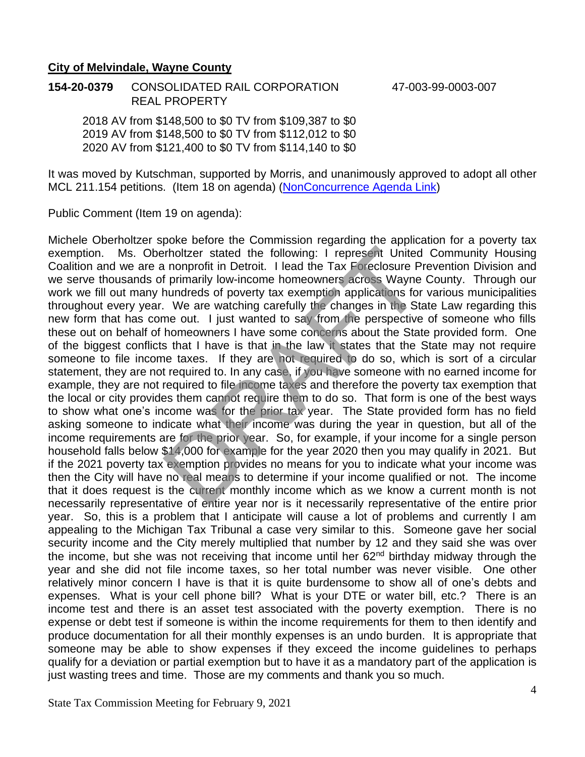**City of Melvindale, Wayne County**

**154-20-0379** CONSOLIDATED RAIL CORPORATION 47-003-99-0003-007
REAL PROPERTY

2018 AV from $148,500 to $0 TV from $109,387 to $0
2019 AV from $148,500 to $0 TV from $112,012 to $0
2020 AV from $121,400 to $0 TV from $114,140 to $0

It was moved by Kutschman, supported by Morris, and unanimously approved to adopt all other MCL 211.154 petitions. (Item 18 on agenda) (NonConcurrence Agenda Link)

Public Comment (Item 19 on agenda):

Michele Oberholtzer spoke before the Commission regarding the application for a poverty tax exemption. Ms. Oberholtzer stated the following: I represent United Community Housing Coalition and we are a nonprofit in Detroit. I lead the Tax Foreclosure Prevention Division and we serve thousands of primarily low-income homeowners across Wayne County. Through our work we fill out many hundreds of poverty tax exemption applications for various municipalities throughout every year. We are watching carefully the changes in the State Law regarding this new form that has come out. I just wanted to say from the perspective of someone who fills these out on behalf of homeowners I have some concerns about the State provided form. One of the biggest conflicts that I have is that in the law it states that the State may not require someone to file income taxes. If they are not required to do so, which is sort of a circular statement, they are not required to. In any case, if you have someone with no earned income for example, they are not required to file income taxes and therefore the poverty tax exemption that the local or city provides them cannot require them to do so. That form is one of the best ways to show what one's income was for the prior tax year. The State provided form has no field asking someone to indicate what their income was during the year in question, but all of the income requirements are for the prior year. So, for example, if your income for a single person household falls below $14,000 for example for the year 2020 then you may qualify in 2021. But if the 2021 poverty tax exemption provides no means for you to indicate what your income was then the City will have no real means to determine if your income qualified or not. The income that it does request is the current monthly income which as we know a current month is not necessarily representative of entire year nor is it necessarily representative of the entire prior year. So, this is a problem that I anticipate will cause a lot of problems and currently I am appealing to the Michigan Tax Tribunal a case very similar to this. Someone gave her social security income and the City merely multiplied that number by 12 and they said she was over the income, but she was not receiving that income until her 62nd birthday midway through the year and she did not file income taxes, so her total number was never visible. One other relatively minor concern I have is that it is quite burdensome to show all of one's debts and expenses. What is your cell phone bill? What is your DTE or water bill, etc.? There is an income test and there is an asset test associated with the poverty exemption. There is no expense or debt test if someone is within the income requirements for them to then identify and produce documentation for all their monthly expenses is an undo burden. It is appropriate that someone may be able to show expenses if they exceed the income guidelines to perhaps qualify for a deviation or partial exemption but to have it as a mandatory part of the application is just wasting trees and time. Those are my comments and thank you so much.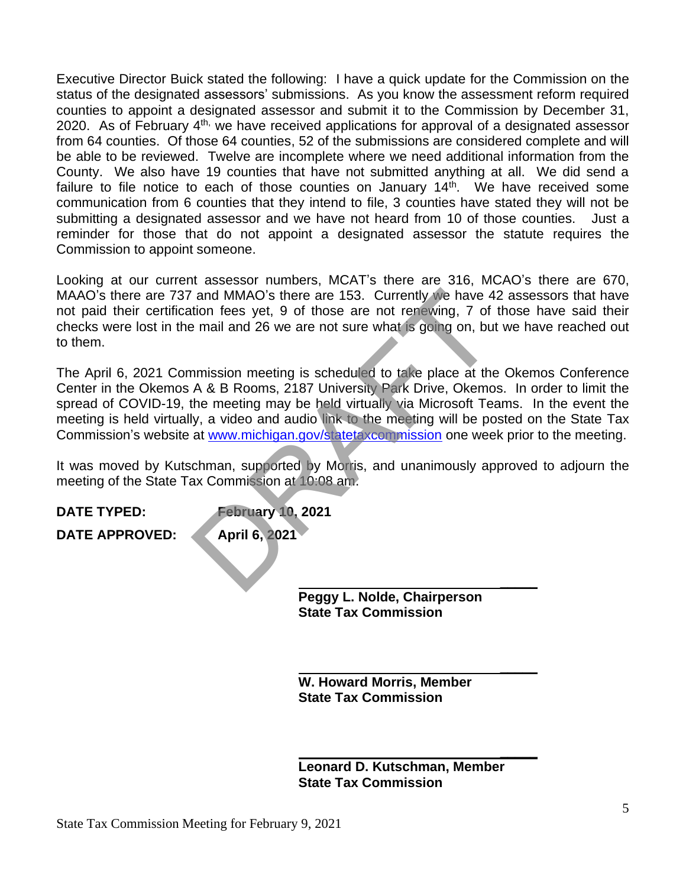Executive Director Buick stated the following: I have a quick update for the Commission on the status of the designated assessors' submissions. As you know the assessment reform required counties to appoint a designated assessor and submit it to the Commission by December 31, 2020. As of February 4th, we have received applications for approval of a designated assessor from 64 counties. Of those 64 counties, 52 of the submissions are considered complete and will be able to be reviewed. Twelve are incomplete where we need additional information from the County. We also have 19 counties that have not submitted anything at all. We did send a failure to file notice to each of those counties on January 14th. We have received some communication from 6 counties that they intend to file, 3 counties have stated they will not be submitting a designated assessor and we have not heard from 10 of those counties. Just a reminder for those that do not appoint a designated assessor the statute requires the Commission to appoint someone.

Looking at our current assessor numbers, MCAT's there are 316, MCAO's there are 670, MAAO's there are 737 and MMAO's there are 153. Currently we have 42 assessors that have not paid their certification fees yet, 9 of those are not renewing, 7 of those have said their checks were lost in the mail and 26 we are not sure what is going on, but we have reached out to them.

The April 6, 2021 Commission meeting is scheduled to take place at the Okemos Conference Center in the Okemos A & B Rooms, 2187 University Park Drive, Okemos. In order to limit the spread of COVID-19, the meeting may be held virtually via Microsoft Teams. In the event the meeting is held virtually, a video and audio link to the meeting will be posted on the State Tax Commission's website at www.michigan.gov/statetaxcommission one week prior to the meeting.

It was moved by Kutschman, supported by Morris, and unanimously approved to adjourn the meeting of the State Tax Commission at 10:08 am.

**DATE TYPED:** **February 10, 2021**

**DATE APPROVED:** **April 6, 2021**

DRAFT

\_\_\_\_\_\_\_\_\_\_\_\_\_\_\_\_\_\_\_\_\_\_\_\_\_\_\_\_\_\_

**Peggy L. Nolde, Chairperson**
**State Tax Commission**

\_\_\_\_\_\_\_\_\_\_\_\_\_\_\_\_\_\_\_\_\_\_\_\_\_\_\_\_\_\_

**W. Howard Morris, Member**
**State Tax Commission**

\_\_\_\_\_\_\_\_\_\_\_\_\_\_\_\_\_\_\_\_\_\_\_\_\_\_\_\_\_\_

**Leonard D. Kutschman, Member**
**State Tax Commission**